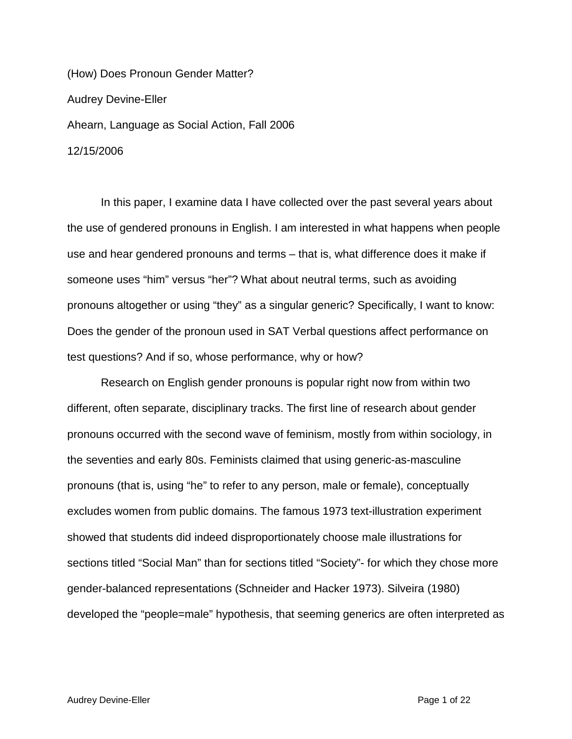(How) Does Pronoun Gender Matter?

Audrey Devine-Eller

Ahearn, Language as Social Action, Fall 2006

12/15/2006

In this paper, I examine data I have collected over the past several years about the use of gendered pronouns in English. I am interested in what happens when people use and hear gendered pronouns and terms – that is, what difference does it make if someone uses "him" versus "her"? What about neutral terms, such as avoiding pronouns altogether or using "they" as a singular generic? Specifically, I want to know: Does the gender of the pronoun used in SAT Verbal questions affect performance on test questions? And if so, whose performance, why or how?

Research on English gender pronouns is popular right now from within two different, often separate, disciplinary tracks. The first line of research about gender pronouns occurred with the second wave of feminism, mostly from within sociology, in the seventies and early 80s. Feminists claimed that using generic-as-masculine pronouns (that is, using "he" to refer to any person, male or female), conceptually excludes women from public domains. The famous 1973 text-illustration experiment showed that students did indeed disproportionately choose male illustrations for sections titled "Social Man" than for sections titled "Society"- for which they chose more gender-balanced representations (Schneider and Hacker 1973). Silveira (1980) developed the "people=male" hypothesis, that seeming generics are often interpreted as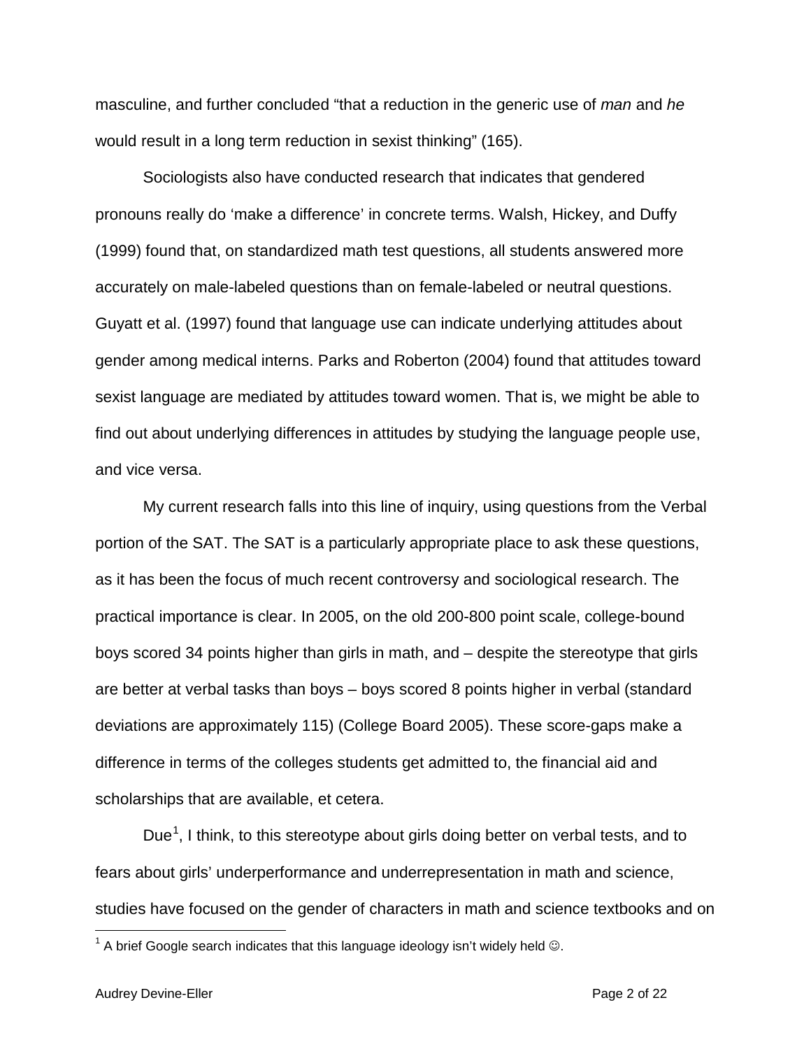masculine, and further concluded "that a reduction in the generic use of *man* and *he* would result in a long term reduction in sexist thinking" (165).

Sociologists also have conducted research that indicates that gendered pronouns really do 'make a difference' in concrete terms. Walsh, Hickey, and Duffy (1999) found that, on standardized math test questions, all students answered more accurately on male-labeled questions than on female-labeled or neutral questions. Guyatt et al. (1997) found that language use can indicate underlying attitudes about gender among medical interns. Parks and Roberton (2004) found that attitudes toward sexist language are mediated by attitudes toward women. That is, we might be able to find out about underlying differences in attitudes by studying the language people use, and vice versa.

My current research falls into this line of inquiry, using questions from the Verbal portion of the SAT. The SAT is a particularly appropriate place to ask these questions, as it has been the focus of much recent controversy and sociological research. The practical importance is clear. In 2005, on the old 200-800 point scale, college-bound boys scored 34 points higher than girls in math, and – despite the stereotype that girls are better at verbal tasks than boys – boys scored 8 points higher in verbal (standard deviations are approximately 115) (College Board 2005). These score-gaps make a difference in terms of the colleges students get admitted to, the financial aid and scholarships that are available, et cetera.

Due[1], I think, to this stereotype about girls doing better on verbal tests, and to fears about girls' underperformance and underrepresentation in math and science, studies have focused on the gender of characters in math and science textbooks and on

[1] A brief Google search indicates that this language ideology isn't widely held ☺.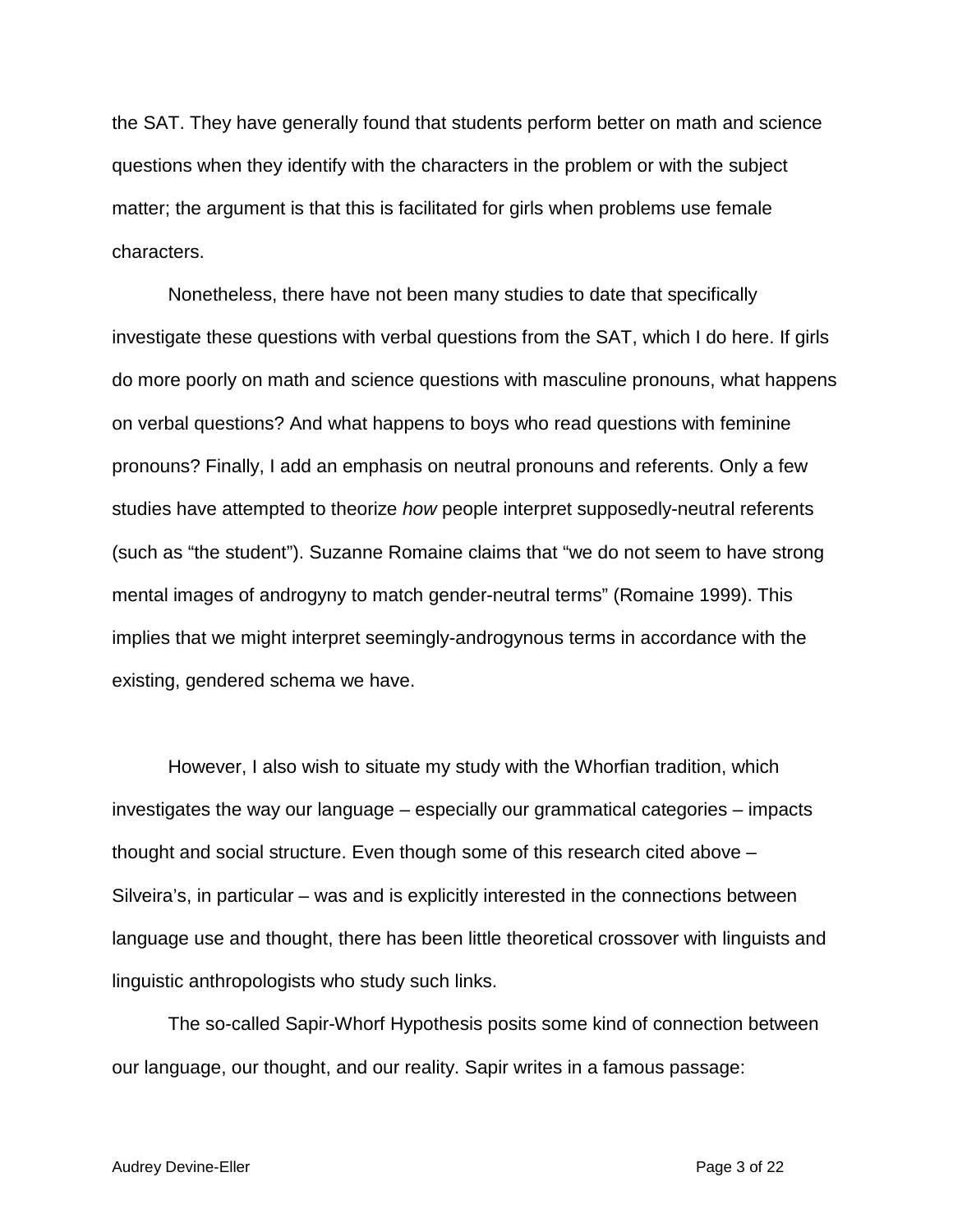the SAT. They have generally found that students perform better on math and science questions when they identify with the characters in the problem or with the subject matter; the argument is that this is facilitated for girls when problems use female characters.

Nonetheless, there have not been many studies to date that specifically investigate these questions with verbal questions from the SAT, which I do here. If girls do more poorly on math and science questions with masculine pronouns, what happens on verbal questions? And what happens to boys who read questions with feminine pronouns? Finally, I add an emphasis on neutral pronouns and referents. Only a few studies have attempted to theorize *how* people interpret supposedly-neutral referents (such as "the student"). Suzanne Romaine claims that "we do not seem to have strong mental images of androgyny to match gender-neutral terms" (Romaine 1999). This implies that we might interpret seemingly-androgynous terms in accordance with the existing, gendered schema we have.

However, I also wish to situate my study with the Whorfian tradition, which investigates the way our language – especially our grammatical categories – impacts thought and social structure. Even though some of this research cited above – Silveira's, in particular – was and is explicitly interested in the connections between language use and thought, there has been little theoretical crossover with linguists and linguistic anthropologists who study such links.

The so-called Sapir-Whorf Hypothesis posits some kind of connection between our language, our thought, and our reality. Sapir writes in a famous passage: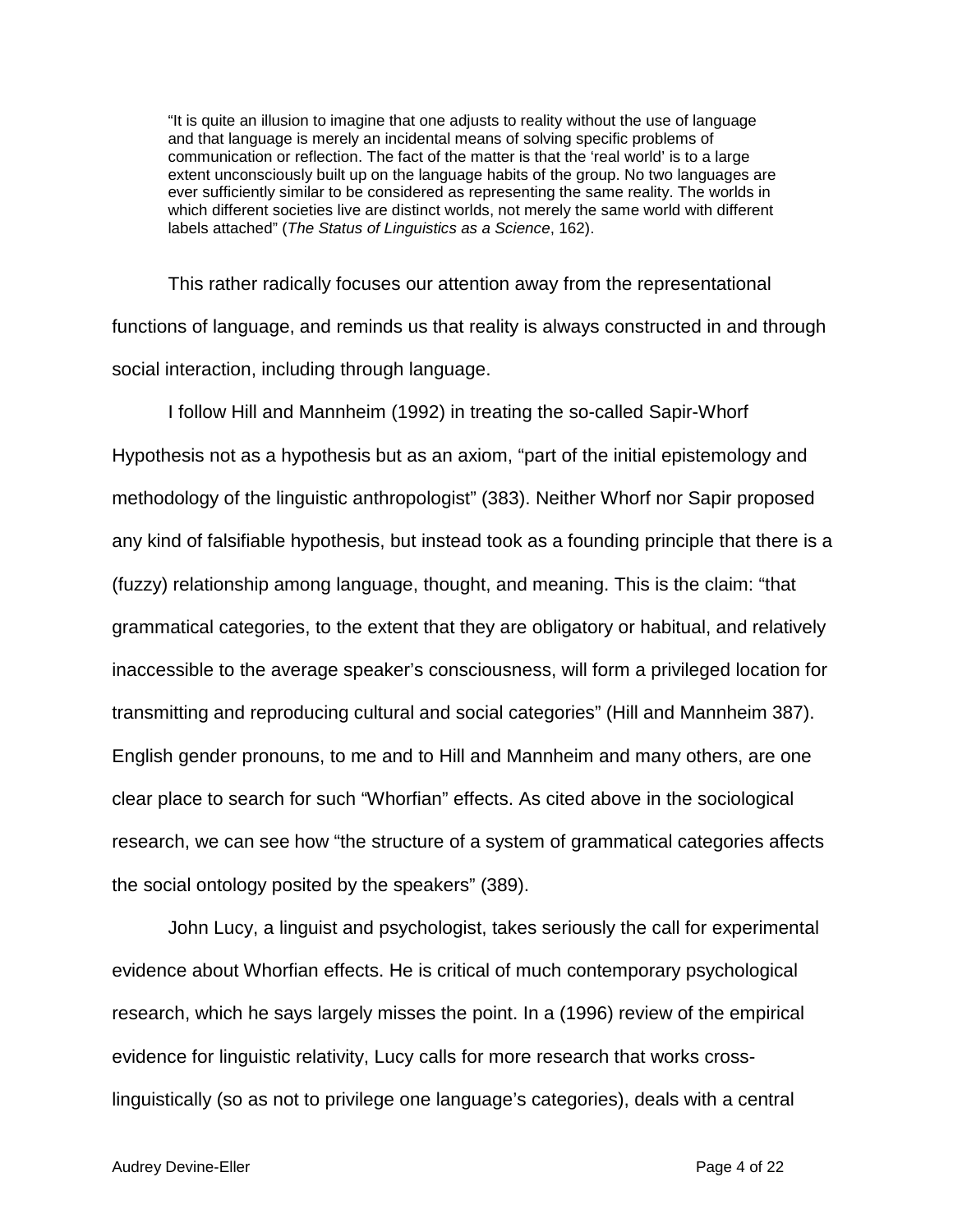> "It is quite an illusion to imagine that one adjusts to reality without the use of language and that language is merely an incidental means of solving specific problems of communication or reflection. The fact of the matter is that the 'real world' is to a large extent unconsciously built up on the language habits of the group. No two languages are ever sufficiently similar to be considered as representing the same reality. The worlds in which different societies live are distinct worlds, not merely the same world with different labels attached" (*The Status of Linguistics as a Science*, 162).

This rather radically focuses our attention away from the representational functions of language, and reminds us that reality is always constructed in and through social interaction, including through language.

I follow Hill and Mannheim (1992) in treating the so-called Sapir-Whorf Hypothesis not as a hypothesis but as an axiom, "part of the initial epistemology and methodology of the linguistic anthropologist" (383). Neither Whorf nor Sapir proposed any kind of falsifiable hypothesis, but instead took as a founding principle that there is a (fuzzy) relationship among language, thought, and meaning. This is the claim: "that grammatical categories, to the extent that they are obligatory or habitual, and relatively inaccessible to the average speaker's consciousness, will form a privileged location for transmitting and reproducing cultural and social categories" (Hill and Mannheim 387). English gender pronouns, to me and to Hill and Mannheim and many others, are one clear place to search for such "Whorfian" effects. As cited above in the sociological research, we can see how "the structure of a system of grammatical categories affects the social ontology posited by the speakers" (389).

John Lucy, a linguist and psychologist, takes seriously the call for experimental evidence about Whorfian effects. He is critical of much contemporary psychological research, which he says largely misses the point. In a (1996) review of the empirical evidence for linguistic relativity, Lucy calls for more research that works cross-linguistically (so as not to privilege one language's categories), deals with a central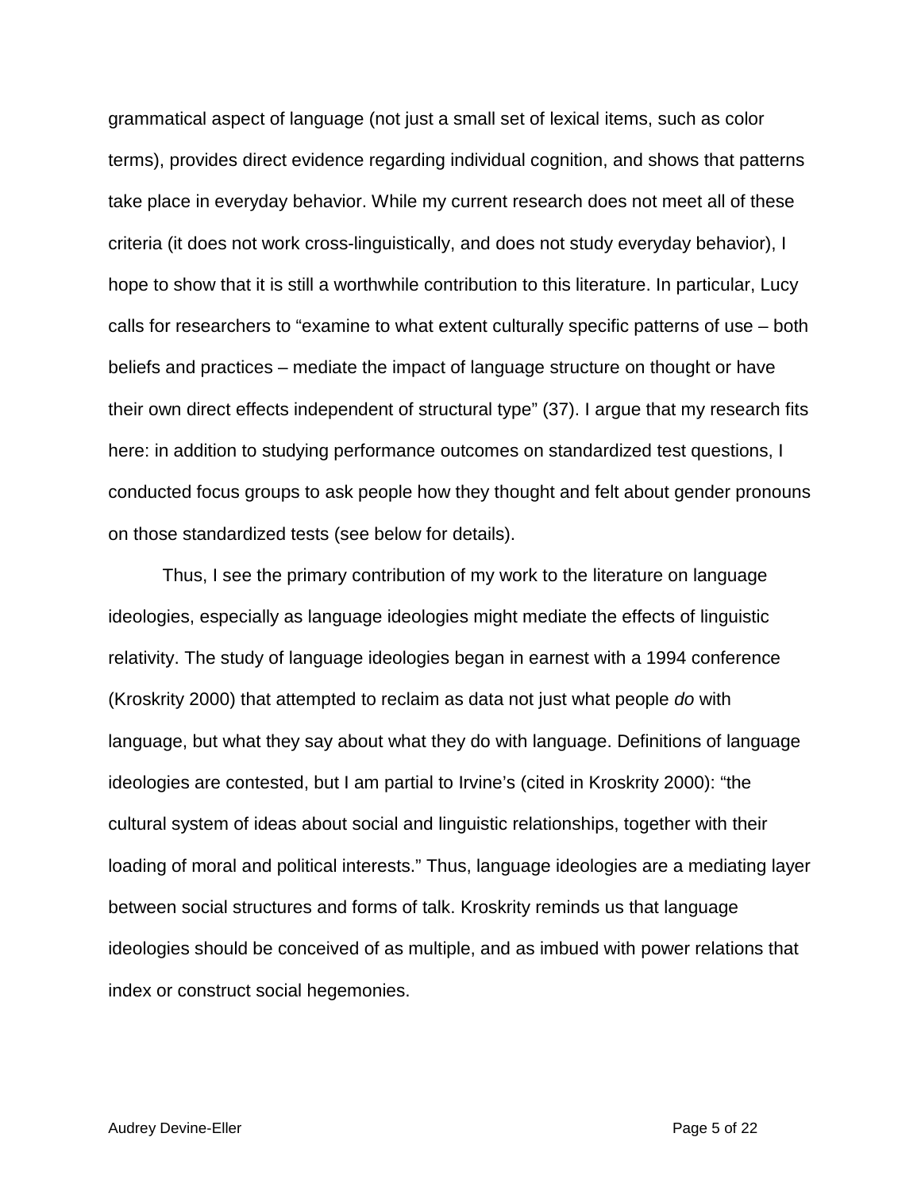grammatical aspect of language (not just a small set of lexical items, such as color terms), provides direct evidence regarding individual cognition, and shows that patterns take place in everyday behavior. While my current research does not meet all of these criteria (it does not work cross-linguistically, and does not study everyday behavior), I hope to show that it is still a worthwhile contribution to this literature. In particular, Lucy calls for researchers to "examine to what extent culturally specific patterns of use – both beliefs and practices – mediate the impact of language structure on thought or have their own direct effects independent of structural type" (37). I argue that my research fits here: in addition to studying performance outcomes on standardized test questions, I conducted focus groups to ask people how they thought and felt about gender pronouns on those standardized tests (see below for details).

Thus, I see the primary contribution of my work to the literature on language ideologies, especially as language ideologies might mediate the effects of linguistic relativity. The study of language ideologies began in earnest with a 1994 conference (Kroskrity 2000) that attempted to reclaim as data not just what people *do* with language, but what they say about what they do with language. Definitions of language ideologies are contested, but I am partial to Irvine's (cited in Kroskrity 2000): "the cultural system of ideas about social and linguistic relationships, together with their loading of moral and political interests." Thus, language ideologies are a mediating layer between social structures and forms of talk. Kroskrity reminds us that language ideologies should be conceived of as multiple, and as imbued with power relations that index or construct social hegemonies.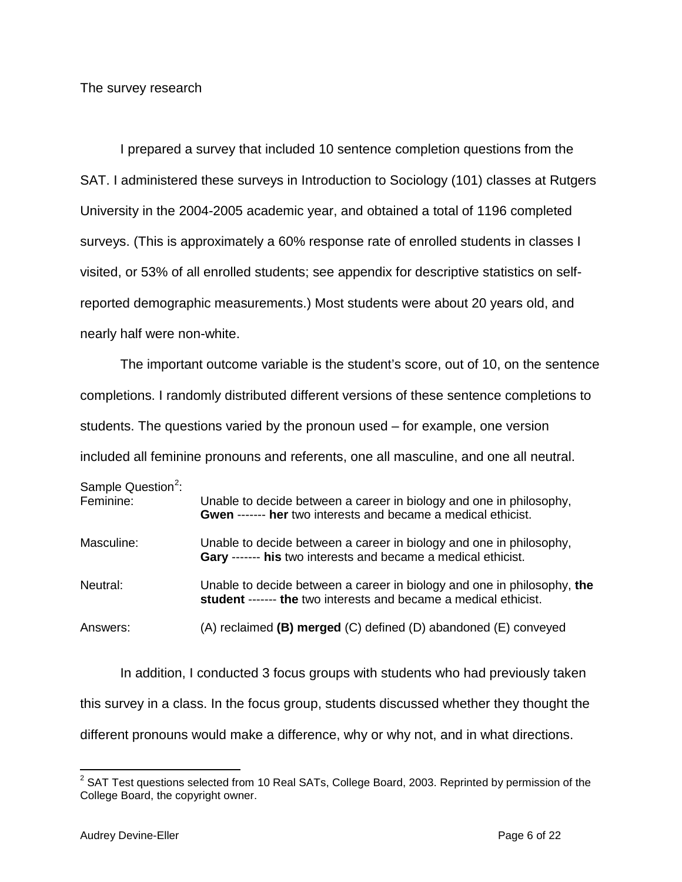## The survey research

I prepared a survey that included 10 sentence completion questions from the SAT. I administered these surveys in Introduction to Sociology (101) classes at Rutgers University in the 2004-2005 academic year, and obtained a total of 1196 completed surveys. (This is approximately a 60% response rate of enrolled students in classes I visited, or 53% of all enrolled students; see appendix for descriptive statistics on self-reported demographic measurements.) Most students were about 20 years old, and nearly half were non-white.

The important outcome variable is the student's score, out of 10, on the sentence completions. I randomly distributed different versions of these sentence completions to students. The questions varied by the pronoun used – for example, one version included all feminine pronouns and referents, one all masculine, and one all neutral.

Sample Question[2]:

| | |
|---|---|
| Feminine: | Unable to decide between a career in biology and one in philosophy, **Gwen** ------- **her** two interests and became a medical ethicist. |
| Masculine: | Unable to decide between a career in biology and one in philosophy, **Gary** ------- **his** two interests and became a medical ethicist. |
| Neutral: | Unable to decide between a career in biology and one in philosophy, **the student** ------- **the** two interests and became a medical ethicist. |
| Answers: | (A) reclaimed **(B) merged** (C) defined (D) abandoned (E) conveyed |

In addition, I conducted 3 focus groups with students who had previously taken this survey in a class. In the focus group, students discussed whether they thought the different pronouns would make a difference, why or why not, and in what directions.

[2] SAT Test questions selected from 10 Real SATs, College Board, 2003. Reprinted by permission of the College Board, the copyright owner.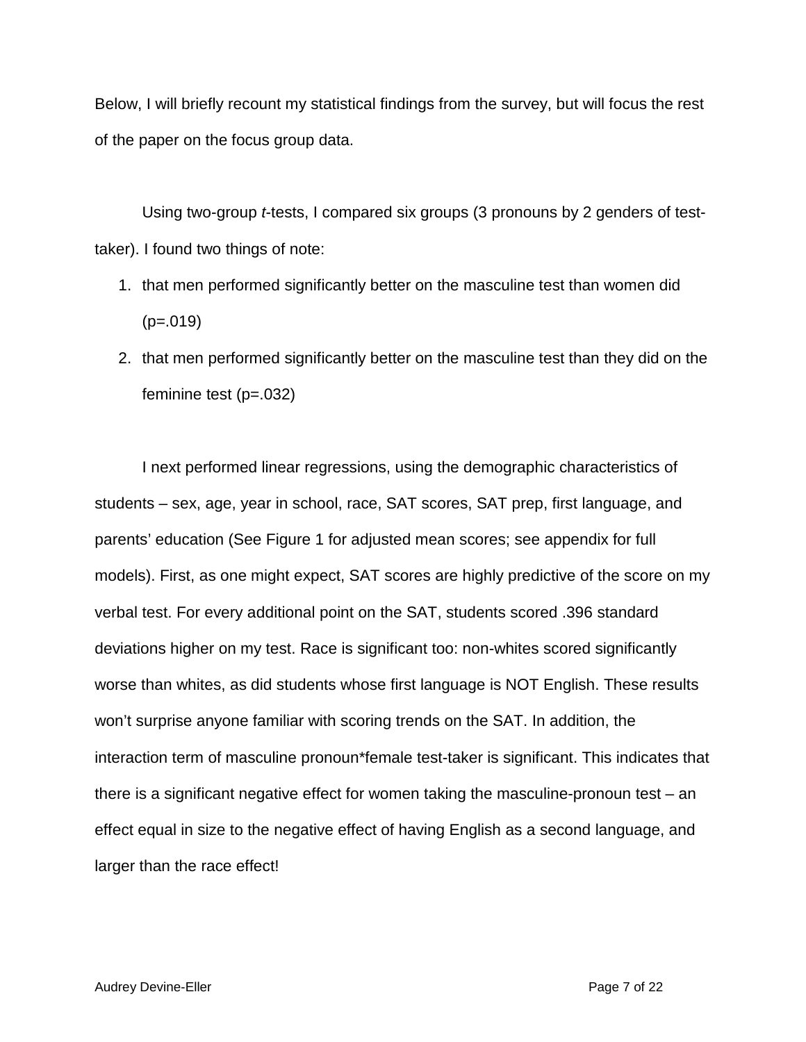Below, I will briefly recount my statistical findings from the survey, but will focus the rest of the paper on the focus group data.

Using two-group *t*-tests, I compared six groups (3 pronouns by 2 genders of test-taker). I found two things of note:

1. that men performed significantly better on the masculine test than women did ($p=.019$)
2. that men performed significantly better on the masculine test than they did on the feminine test ($p=.032$)

I next performed linear regressions, using the demographic characteristics of students – sex, age, year in school, race, SAT scores, SAT prep, first language, and parents' education (See Figure 1 for adjusted mean scores; see appendix for full models). First, as one might expect, SAT scores are highly predictive of the score on my verbal test. For every additional point on the SAT, students scored .396 standard deviations higher on my test. Race is significant too: non-whites scored significantly worse than whites, as did students whose first language is NOT English. These results won't surprise anyone familiar with scoring trends on the SAT. In addition, the interaction term of masculine pronoun*female test-taker is significant. This indicates that there is a significant negative effect for women taking the masculine-pronoun test – an effect equal in size to the negative effect of having English as a second language, and larger than the race effect!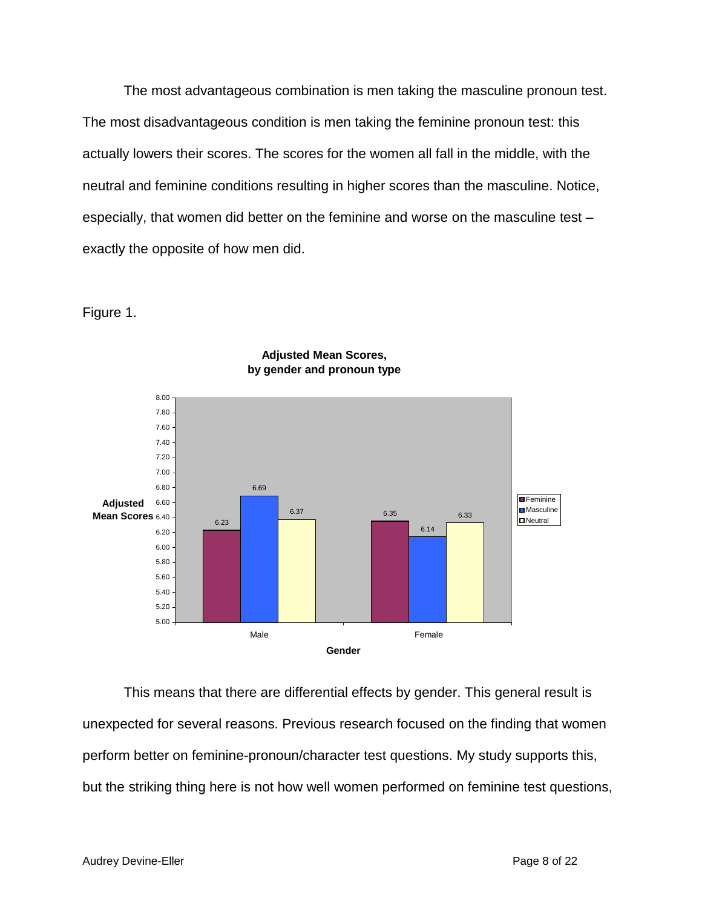The most advantageous combination is men taking the masculine pronoun test. The most disadvantageous condition is men taking the feminine pronoun test: this actually lowers their scores. The scores for the women all fall in the middle, with the neutral and feminine conditions resulting in higher scores than the masculine. Notice, especially, that women did better on the feminine and worse on the masculine test – exactly the opposite of how men did.

Figure 1.

**Adjusted Mean Scores, by gender and pronoun type**

| Gender | Feminine | Masculine | Neutral |
|---|---|---|---|
| Male | 6.23 | 6.69 | 6.37 |
| Female | 6.35 | 6.14 | 6.33 |

This means that there are differential effects by gender. This general result is unexpected for several reasons. Previous research focused on the finding that women perform better on feminine-pronoun/character test questions. My study supports this, but the striking thing here is not how well women performed on feminine test questions,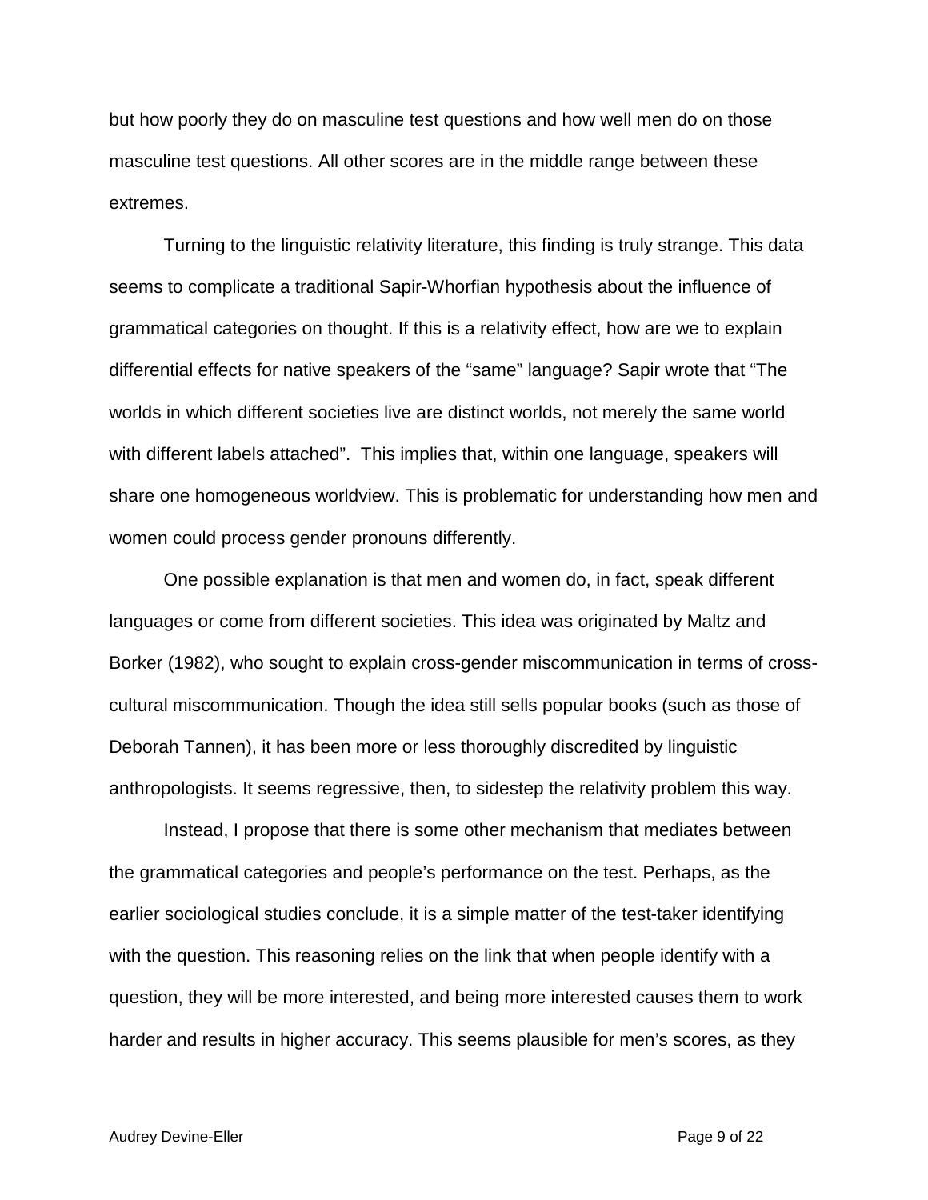but how poorly they do on masculine test questions and how well men do on those masculine test questions. All other scores are in the middle range between these extremes.

Turning to the linguistic relativity literature, this finding is truly strange. This data seems to complicate a traditional Sapir-Whorfian hypothesis about the influence of grammatical categories on thought. If this is a relativity effect, how are we to explain differential effects for native speakers of the "same" language? Sapir wrote that "The worlds in which different societies live are distinct worlds, not merely the same world with different labels attached". This implies that, within one language, speakers will share one homogeneous worldview. This is problematic for understanding how men and women could process gender pronouns differently.

One possible explanation is that men and women do, in fact, speak different languages or come from different societies. This idea was originated by Maltz and Borker (1982), who sought to explain cross-gender miscommunication in terms of cross-cultural miscommunication. Though the idea still sells popular books (such as those of Deborah Tannen), it has been more or less thoroughly discredited by linguistic anthropologists. It seems regressive, then, to sidestep the relativity problem this way.

Instead, I propose that there is some other mechanism that mediates between the grammatical categories and people's performance on the test. Perhaps, as the earlier sociological studies conclude, it is a simple matter of the test-taker identifying with the question. This reasoning relies on the link that when people identify with a question, they will be more interested, and being more interested causes them to work harder and results in higher accuracy. This seems plausible for men's scores, as they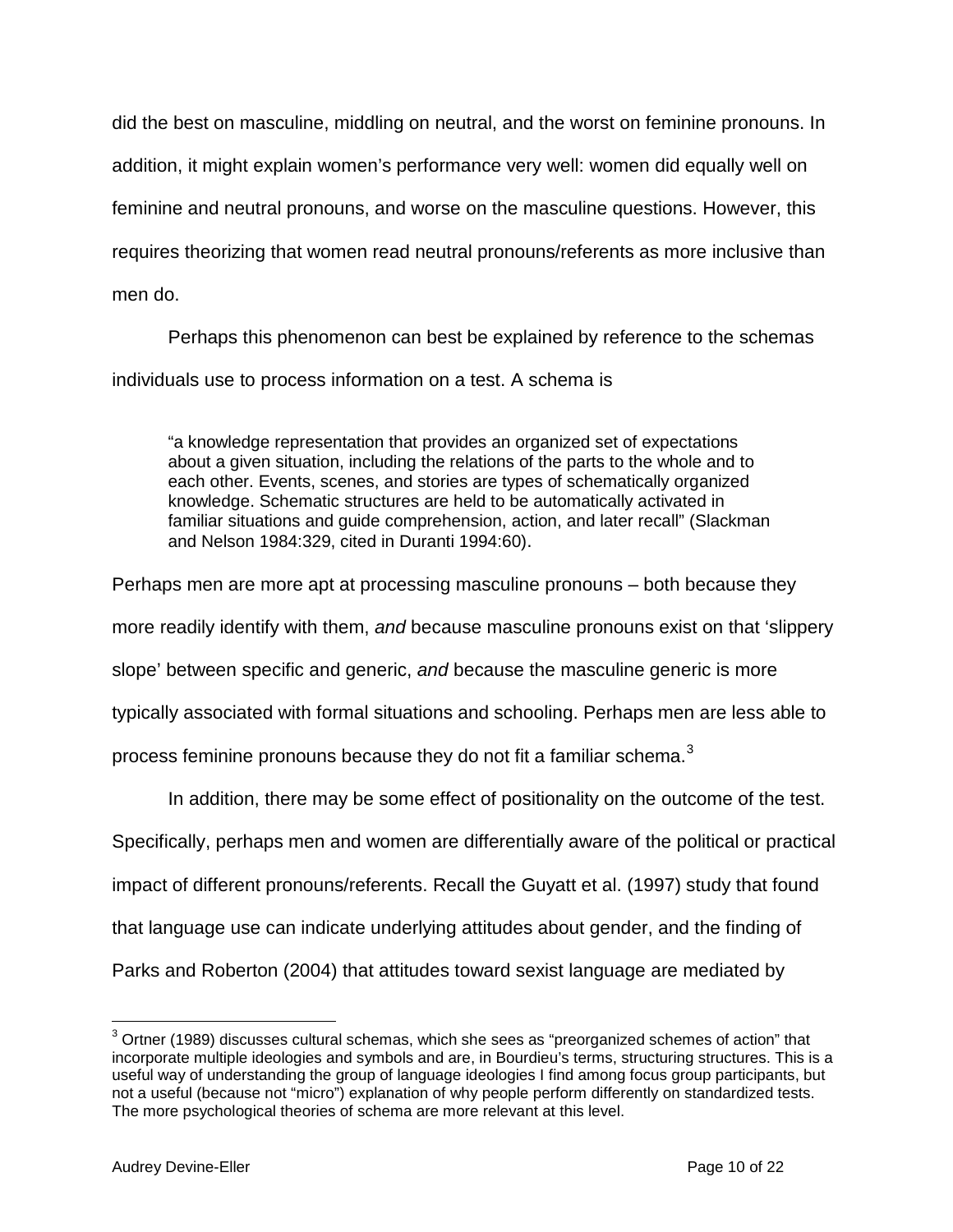did the best on masculine, middling on neutral, and the worst on feminine pronouns. In addition, it might explain women's performance very well: women did equally well on feminine and neutral pronouns, and worse on the masculine questions. However, this requires theorizing that women read neutral pronouns/referents as more inclusive than men do.

Perhaps this phenomenon can best be explained by reference to the schemas individuals use to process information on a test. A schema is

> "a knowledge representation that provides an organized set of expectations about a given situation, including the relations of the parts to the whole and to each other. Events, scenes, and stories are types of schematically organized knowledge. Schematic structures are held to be automatically activated in familiar situations and guide comprehension, action, and later recall" (Slackman and Nelson 1984:329, cited in Duranti 1994:60).

Perhaps men are more apt at processing masculine pronouns – both because they more readily identify with them, *and* because masculine pronouns exist on that 'slippery slope' between specific and generic, *and* because the masculine generic is more typically associated with formal situations and schooling. Perhaps men are less able to process feminine pronouns because they do not fit a familiar schema.[3]

In addition, there may be some effect of positionality on the outcome of the test. Specifically, perhaps men and women are differentially aware of the political or practical impact of different pronouns/referents. Recall the Guyatt et al. (1997) study that found that language use can indicate underlying attitudes about gender, and the finding of Parks and Roberton (2004) that attitudes toward sexist language are mediated by

[3] Ortner (1989) discusses cultural schemas, which she sees as "preorganized schemes of action" that incorporate multiple ideologies and symbols and are, in Bourdieu's terms, structuring structures. This is a useful way of understanding the group of language ideologies I find among focus group participants, but not a useful (because not "micro") explanation of why people perform differently on standardized tests. The more psychological theories of schema are more relevant at this level.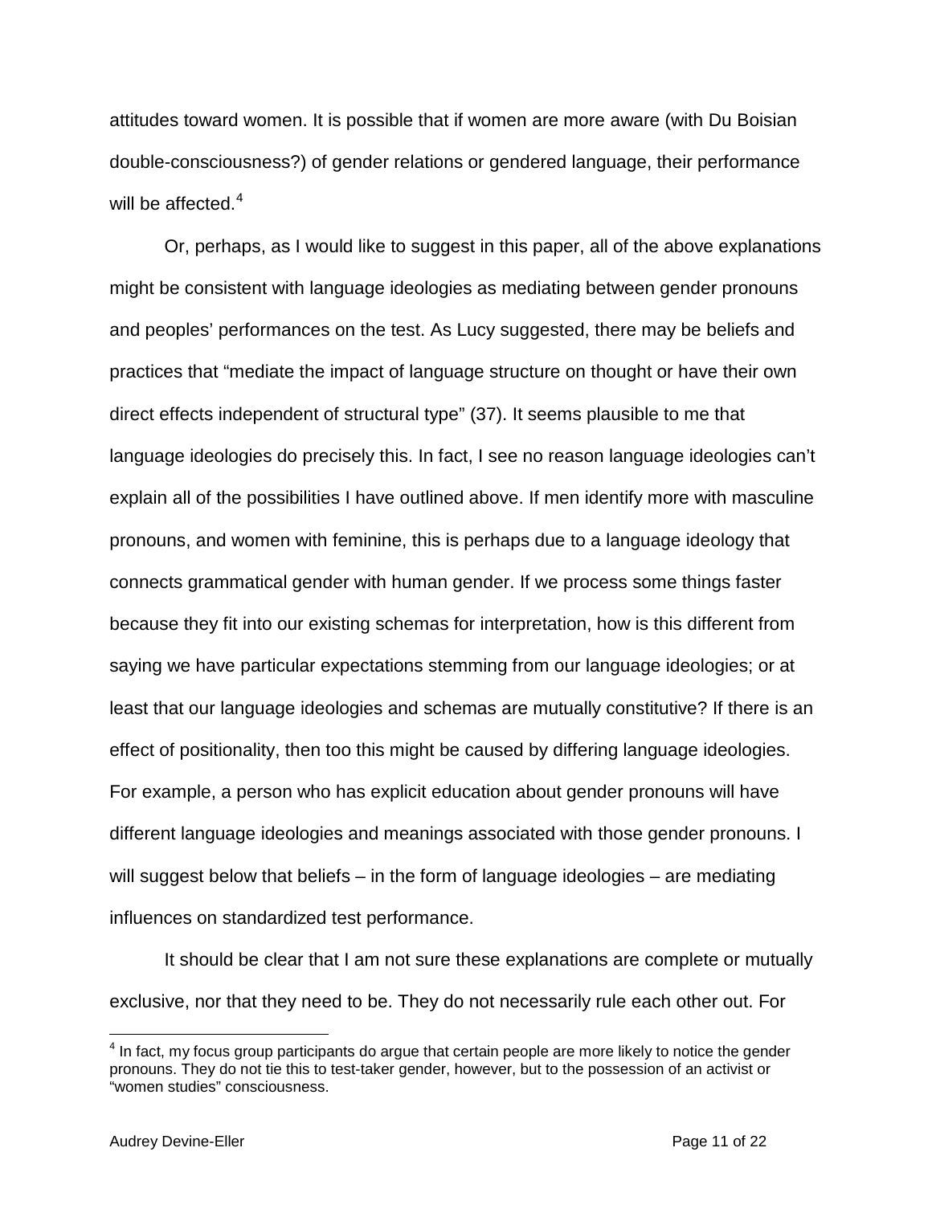attitudes toward women. It is possible that if women are more aware (with Du Boisian double-consciousness?) of gender relations or gendered language, their performance will be affected.[4]

Or, perhaps, as I would like to suggest in this paper, all of the above explanations might be consistent with language ideologies as mediating between gender pronouns and peoples' performances on the test. As Lucy suggested, there may be beliefs and practices that "mediate the impact of language structure on thought or have their own direct effects independent of structural type" (37). It seems plausible to me that language ideologies do precisely this. In fact, I see no reason language ideologies can't explain all of the possibilities I have outlined above. If men identify more with masculine pronouns, and women with feminine, this is perhaps due to a language ideology that connects grammatical gender with human gender. If we process some things faster because they fit into our existing schemas for interpretation, how is this different from saying we have particular expectations stemming from our language ideologies; or at least that our language ideologies and schemas are mutually constitutive? If there is an effect of positionality, then too this might be caused by differing language ideologies. For example, a person who has explicit education about gender pronouns will have different language ideologies and meanings associated with those gender pronouns. I will suggest below that beliefs – in the form of language ideologies – are mediating influences on standardized test performance.

It should be clear that I am not sure these explanations are complete or mutually exclusive, nor that they need to be. They do not necessarily rule each other out. For

[4] In fact, my focus group participants do argue that certain people are more likely to notice the gender pronouns. They do not tie this to test-taker gender, however, but to the possession of an activist or "women studies" consciousness.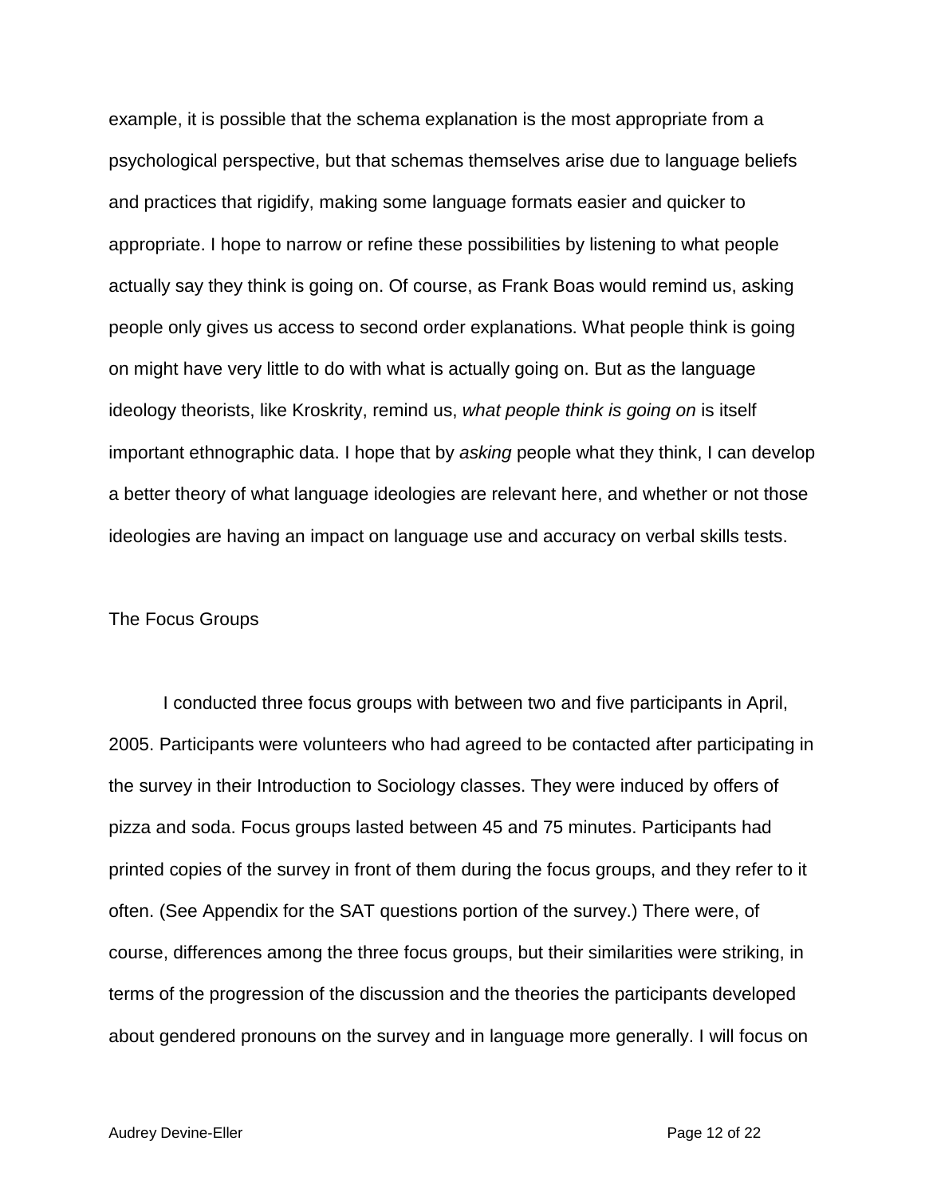example, it is possible that the schema explanation is the most appropriate from a psychological perspective, but that schemas themselves arise due to language beliefs and practices that rigidify, making some language formats easier and quicker to appropriate. I hope to narrow or refine these possibilities by listening to what people actually say they think is going on. Of course, as Frank Boas would remind us, asking people only gives us access to second order explanations. What people think is going on might have very little to do with what is actually going on. But as the language ideology theorists, like Kroskrity, remind us, *what people think is going on* is itself important ethnographic data. I hope that by *asking* people what they think, I can develop a better theory of what language ideologies are relevant here, and whether or not those ideologies are having an impact on language use and accuracy on verbal skills tests.

## The Focus Groups

I conducted three focus groups with between two and five participants in April, 2005. Participants were volunteers who had agreed to be contacted after participating in the survey in their Introduction to Sociology classes. They were induced by offers of pizza and soda. Focus groups lasted between 45 and 75 minutes. Participants had printed copies of the survey in front of them during the focus groups, and they refer to it often. (See Appendix for the SAT questions portion of the survey.) There were, of course, differences among the three focus groups, but their similarities were striking, in terms of the progression of the discussion and the theories the participants developed about gendered pronouns on the survey and in language more generally. I will focus on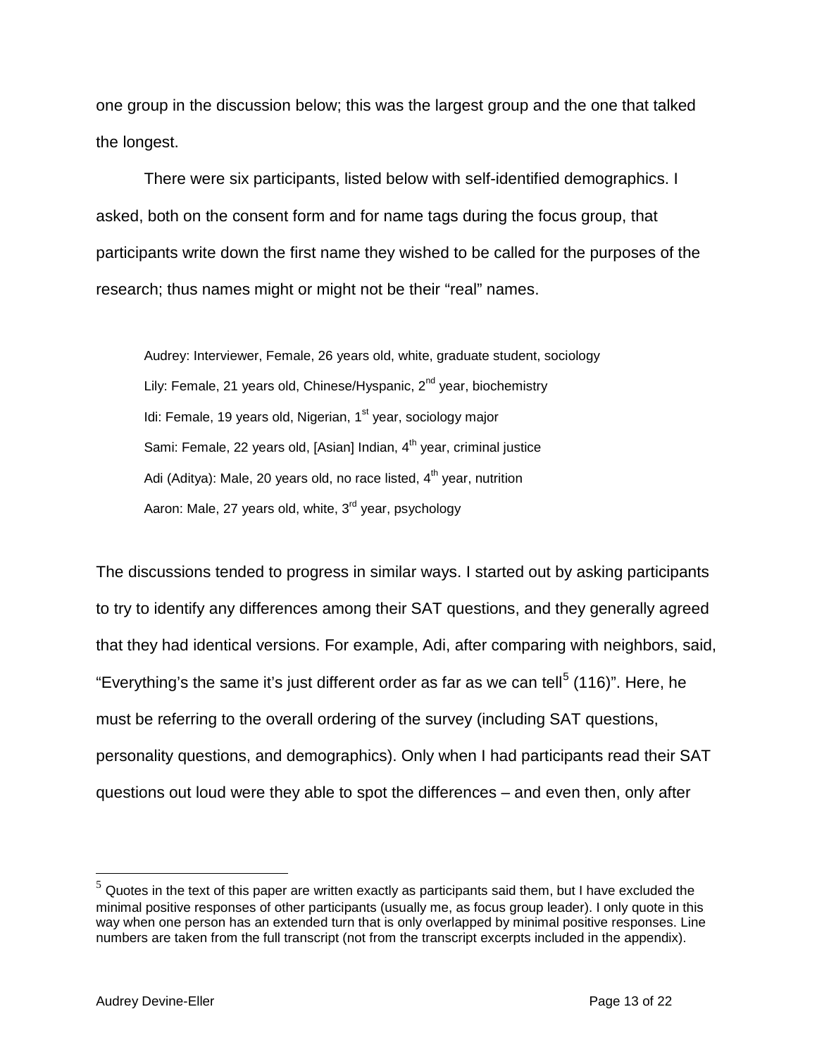one group in the discussion below; this was the largest group and the one that talked the longest.

There were six participants, listed below with self-identified demographics. I asked, both on the consent form and for name tags during the focus group, that participants write down the first name they wished to be called for the purposes of the research; thus names might or might not be their "real" names.

> Audrey: Interviewer, Female, 26 years old, white, graduate student, sociology
> Lily: Female, 21 years old, Chinese/Hyspanic, 2nd year, biochemistry
> Idi: Female, 19 years old, Nigerian, 1st year, sociology major
> Sami: Female, 22 years old, [Asian] Indian, 4th year, criminal justice
> Adi (Aditya): Male, 20 years old, no race listed, 4th year, nutrition
> Aaron: Male, 27 years old, white, 3rd year, psychology

The discussions tended to progress in similar ways. I started out by asking participants to try to identify any differences among their SAT questions, and they generally agreed that they had identical versions. For example, Adi, after comparing with neighbors, said, "Everything's the same it's just different order as far as we can tell[5] (116)". Here, he must be referring to the overall ordering of the survey (including SAT questions, personality questions, and demographics). Only when I had participants read their SAT questions out loud were they able to spot the differences – and even then, only after

---

[5] Quotes in the text of this paper are written exactly as participants said them, but I have excluded the minimal positive responses of other participants (usually me, as focus group leader). I only quote in this way when one person has an extended turn that is only overlapped by minimal positive responses. Line numbers are taken from the full transcript (not from the transcript excerpts included in the appendix).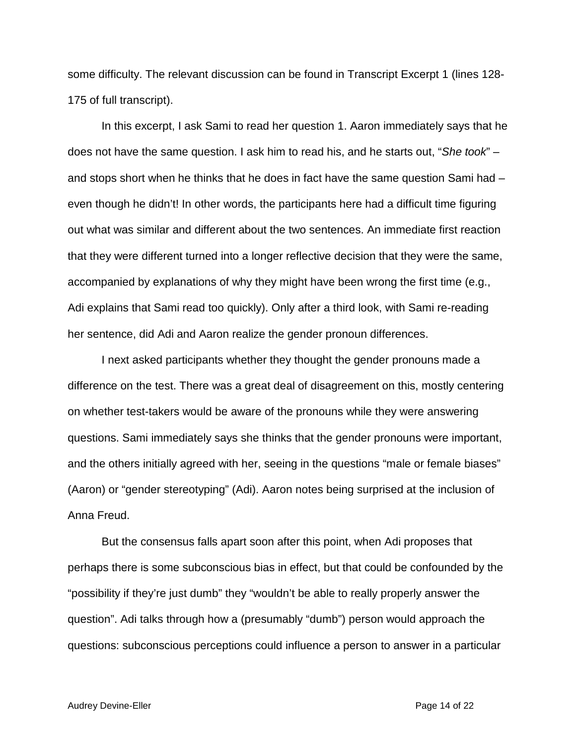some difficulty. The relevant discussion can be found in Transcript Excerpt 1 (lines 128-175 of full transcript).

In this excerpt, I ask Sami to read her question 1. Aaron immediately says that he does not have the same question. I ask him to read his, and he starts out, "*She took*" – and stops short when he thinks that he does in fact have the same question Sami had – even though he didn't! In other words, the participants here had a difficult time figuring out what was similar and different about the two sentences. An immediate first reaction that they were different turned into a longer reflective decision that they were the same, accompanied by explanations of why they might have been wrong the first time (e.g., Adi explains that Sami read too quickly). Only after a third look, with Sami re-reading her sentence, did Adi and Aaron realize the gender pronoun differences.

I next asked participants whether they thought the gender pronouns made a difference on the test. There was a great deal of disagreement on this, mostly centering on whether test-takers would be aware of the pronouns while they were answering questions. Sami immediately says she thinks that the gender pronouns were important, and the others initially agreed with her, seeing in the questions "male or female biases" (Aaron) or "gender stereotyping" (Adi). Aaron notes being surprised at the inclusion of Anna Freud.

But the consensus falls apart soon after this point, when Adi proposes that perhaps there is some subconscious bias in effect, but that could be confounded by the "possibility if they're just dumb" they "wouldn't be able to really properly answer the question". Adi talks through how a (presumably "dumb") person would approach the questions: subconscious perceptions could influence a person to answer in a particular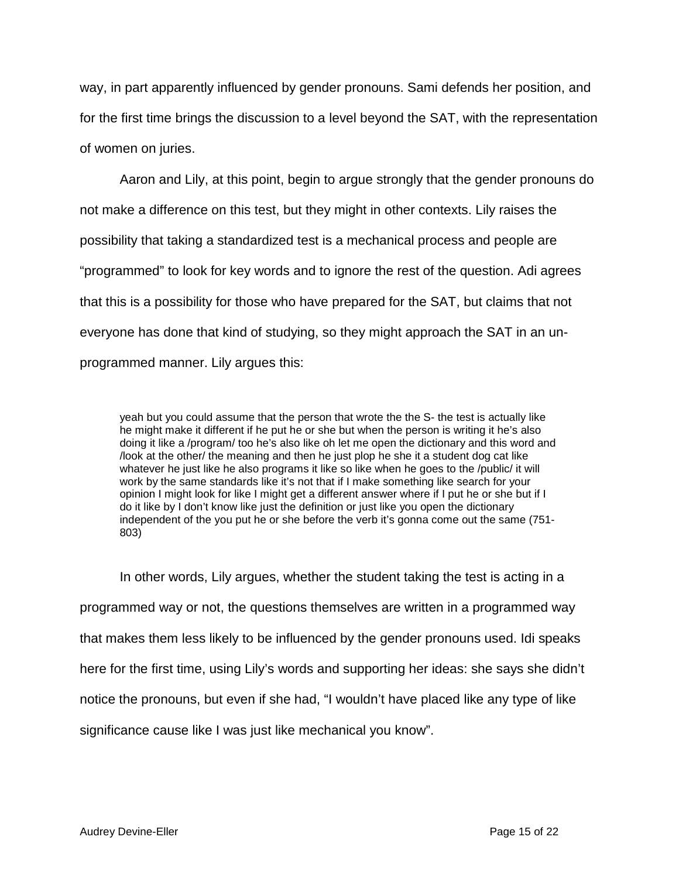way, in part apparently influenced by gender pronouns. Sami defends her position, and for the first time brings the discussion to a level beyond the SAT, with the representation of women on juries.

Aaron and Lily, at this point, begin to argue strongly that the gender pronouns do not make a difference on this test, but they might in other contexts. Lily raises the possibility that taking a standardized test is a mechanical process and people are "programmed" to look for key words and to ignore the rest of the question. Adi agrees that this is a possibility for those who have prepared for the SAT, but claims that not everyone has done that kind of studying, so they might approach the SAT in an un-programmed manner. Lily argues this:

> yeah but you could assume that the person that wrote the the S- the test is actually like he might make it different if he put he or she but when the person is writing it he's also doing it like a /program/ too he's also like oh let me open the dictionary and this word and /look at the other/ the meaning and then he just plop he she it a student dog cat like whatever he just like he also programs it like so like when he goes to the /public/ it will work by the same standards like it's not that if I make something like search for your opinion I might look for like I might get a different answer where if I put he or she but if I do it like by I don't know like just the definition or just like you open the dictionary independent of the you put he or she before the verb it's gonna come out the same (751-803)

In other words, Lily argues, whether the student taking the test is acting in a programmed way or not, the questions themselves are written in a programmed way that makes them less likely to be influenced by the gender pronouns used. Idi speaks here for the first time, using Lily's words and supporting her ideas: she says she didn't notice the pronouns, but even if she had, "I wouldn't have placed like any type of like significance cause like I was just like mechanical you know".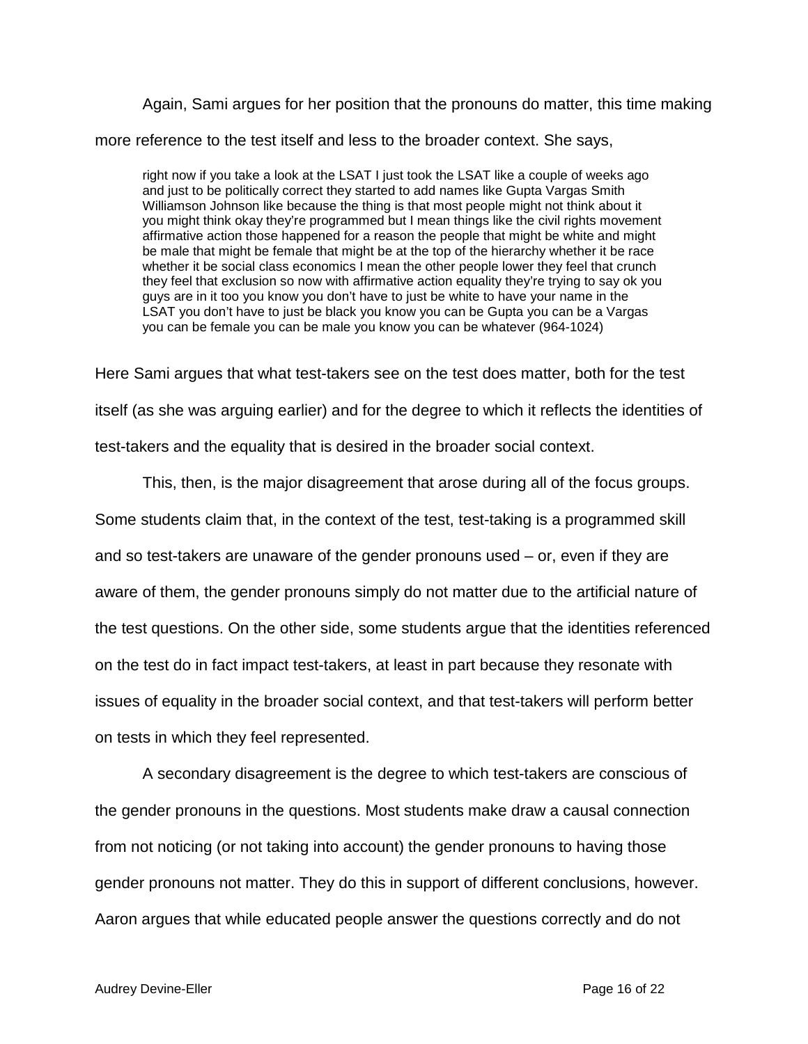Again, Sami argues for her position that the pronouns do matter, this time making more reference to the test itself and less to the broader context. She says,

> right now if you take a look at the LSAT I just took the LSAT like a couple of weeks ago and just to be politically correct they started to add names like Gupta Vargas Smith Williamson Johnson like because the thing is that most people might not think about it you might think okay they're programmed but I mean things like the civil rights movement affirmative action those happened for a reason the people that might be white and might be male that might be female that might be at the top of the hierarchy whether it be race whether it be social class economics I mean the other people lower they feel that crunch they feel that exclusion so now with affirmative action equality they're trying to say ok you guys are in it too you know you don't have to just be white to have your name in the LSAT you don't have to just be black you know you can be Gupta you can be a Vargas you can be female you can be male you know you can be whatever (964-1024)

Here Sami argues that what test-takers see on the test does matter, both for the test itself (as she was arguing earlier) and for the degree to which it reflects the identities of test-takers and the equality that is desired in the broader social context.

This, then, is the major disagreement that arose during all of the focus groups. Some students claim that, in the context of the test, test-taking is a programmed skill and so test-takers are unaware of the gender pronouns used – or, even if they are aware of them, the gender pronouns simply do not matter due to the artificial nature of the test questions. On the other side, some students argue that the identities referenced on the test do in fact impact test-takers, at least in part because they resonate with issues of equality in the broader social context, and that test-takers will perform better on tests in which they feel represented.

A secondary disagreement is the degree to which test-takers are conscious of the gender pronouns in the questions. Most students make draw a causal connection from not noticing (or not taking into account) the gender pronouns to having those gender pronouns not matter. They do this in support of different conclusions, however. Aaron argues that while educated people answer the questions correctly and do not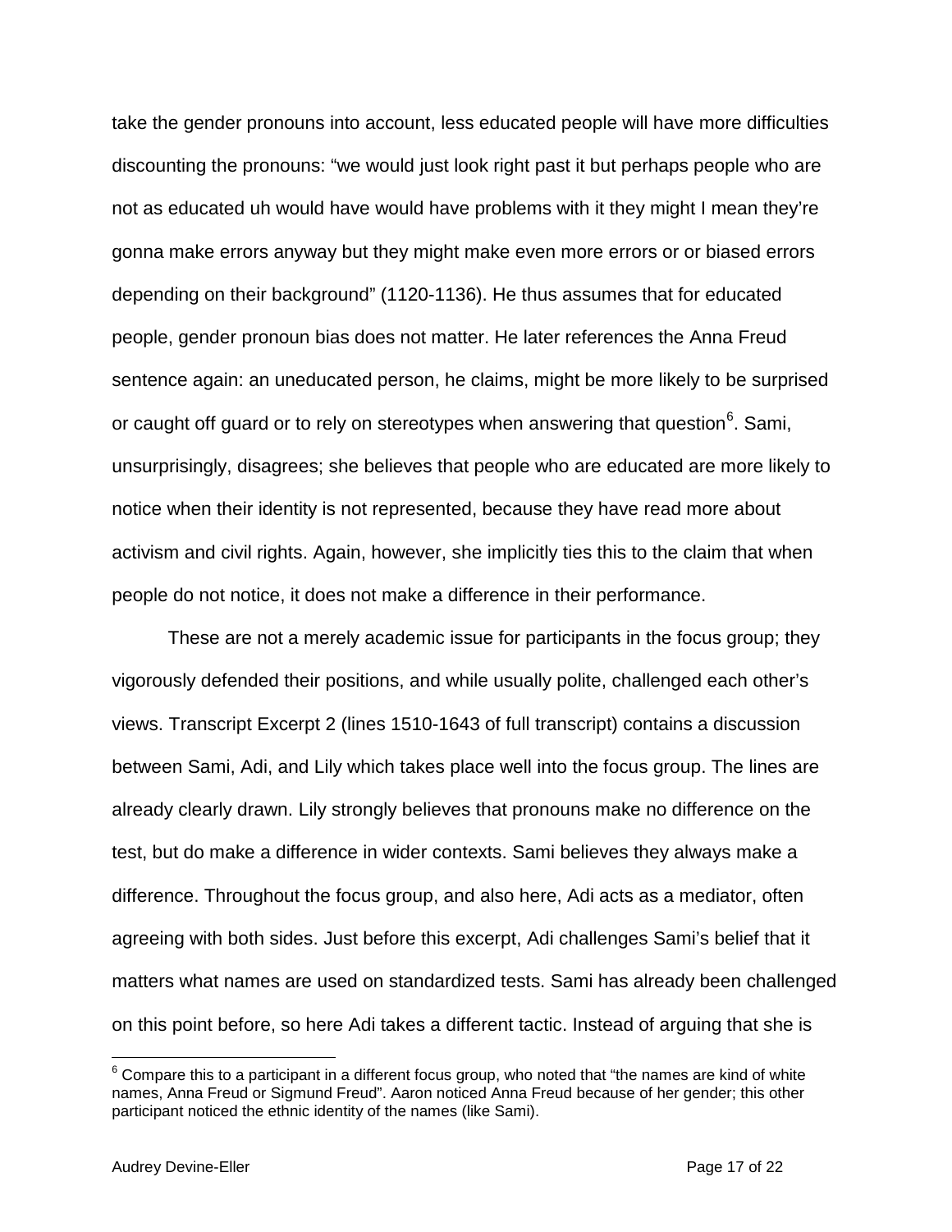take the gender pronouns into account, less educated people will have more difficulties discounting the pronouns: "we would just look right past it but perhaps people who are not as educated uh would have would have problems with it they might I mean they're gonna make errors anyway but they might make even more errors or or biased errors depending on their background" (1120-1136). He thus assumes that for educated people, gender pronoun bias does not matter. He later references the Anna Freud sentence again: an uneducated person, he claims, might be more likely to be surprised or caught off guard or to rely on stereotypes when answering that question[6]. Sami, unsurprisingly, disagrees; she believes that people who are educated are more likely to notice when their identity is not represented, because they have read more about activism and civil rights. Again, however, she implicitly ties this to the claim that when people do not notice, it does not make a difference in their performance.

These are not a merely academic issue for participants in the focus group; they vigorously defended their positions, and while usually polite, challenged each other's views. Transcript Excerpt 2 (lines 1510-1643 of full transcript) contains a discussion between Sami, Adi, and Lily which takes place well into the focus group. The lines are already clearly drawn. Lily strongly believes that pronouns make no difference on the test, but do make a difference in wider contexts. Sami believes they always make a difference. Throughout the focus group, and also here, Adi acts as a mediator, often agreeing with both sides. Just before this excerpt, Adi challenges Sami's belief that it matters what names are used on standardized tests. Sami has already been challenged on this point before, so here Adi takes a different tactic. Instead of arguing that she is

[6] Compare this to a participant in a different focus group, who noted that "the names are kind of white names, Anna Freud or Sigmund Freud". Aaron noticed Anna Freud because of her gender; this other participant noticed the ethnic identity of the names (like Sami).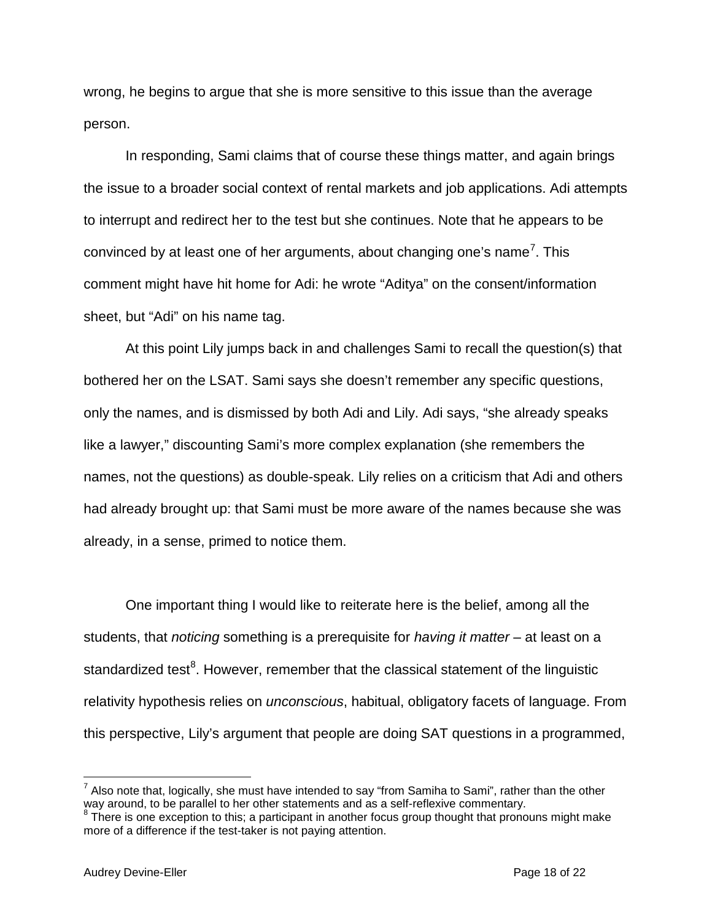wrong, he begins to argue that she is more sensitive to this issue than the average person.

In responding, Sami claims that of course these things matter, and again brings the issue to a broader social context of rental markets and job applications. Adi attempts to interrupt and redirect her to the test but she continues. Note that he appears to be convinced by at least one of her arguments, about changing one's name[7]. This comment might have hit home for Adi: he wrote "Aditya" on the consent/information sheet, but "Adi" on his name tag.

At this point Lily jumps back in and challenges Sami to recall the question(s) that bothered her on the LSAT. Sami says she doesn't remember any specific questions, only the names, and is dismissed by both Adi and Lily. Adi says, "she already speaks like a lawyer," discounting Sami's more complex explanation (she remembers the names, not the questions) as double-speak. Lily relies on a criticism that Adi and others had already brought up: that Sami must be more aware of the names because she was already, in a sense, primed to notice them.

One important thing I would like to reiterate here is the belief, among all the students, that *noticing* something is a prerequisite for *having it matter* – at least on a standardized test[8]. However, remember that the classical statement of the linguistic relativity hypothesis relies on *unconscious*, habitual, obligatory facets of language. From this perspective, Lily's argument that people are doing SAT questions in a programmed,

---

[7] Also note that, logically, she must have intended to say "from Samiha to Sami", rather than the other way around, to be parallel to her other statements and as a self-reflexive commentary.

[8] There is one exception to this; a participant in another focus group thought that pronouns might make more of a difference if the test-taker is not paying attention.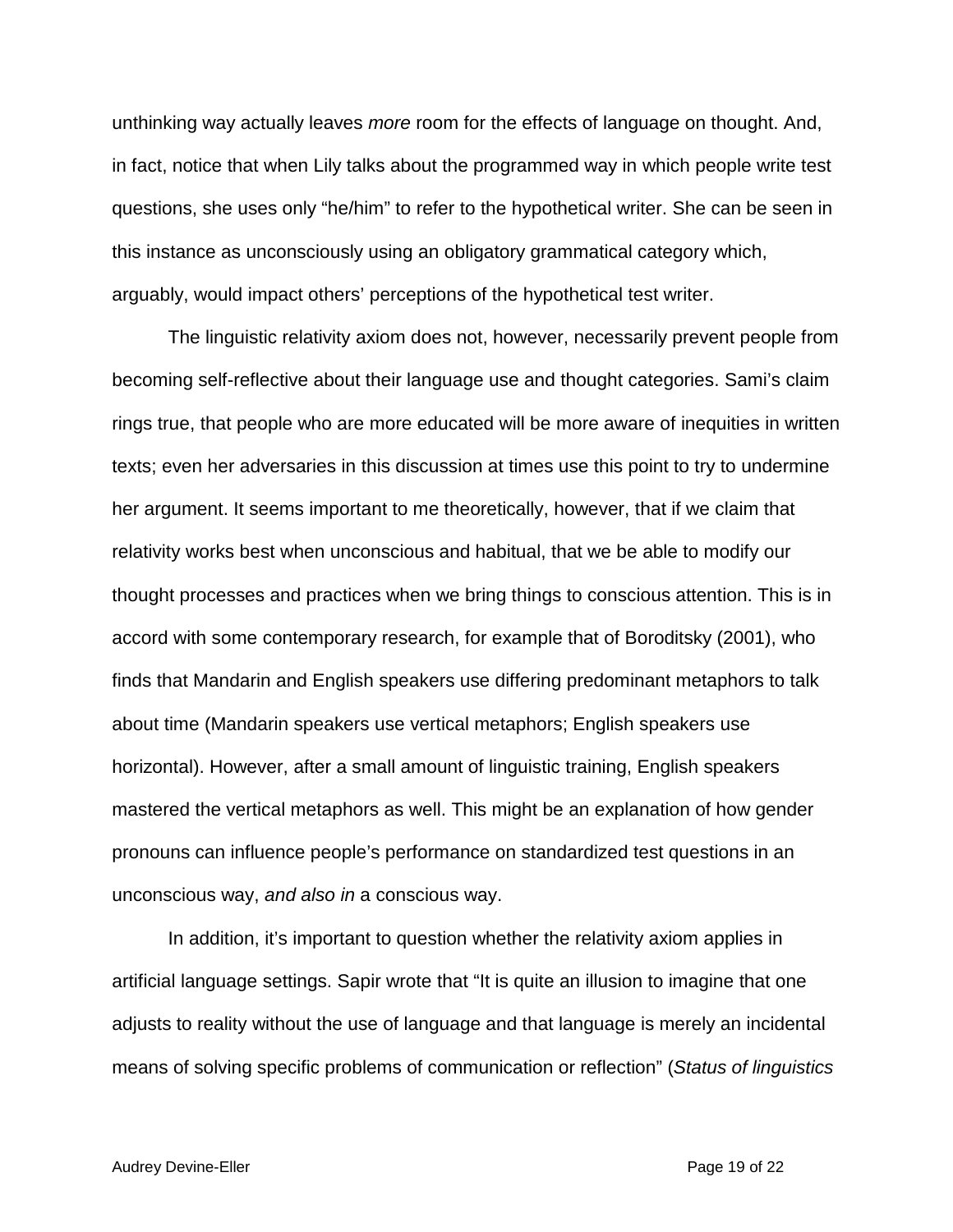unthinking way actually leaves *more* room for the effects of language on thought. And, in fact, notice that when Lily talks about the programmed way in which people write test questions, she uses only "he/him" to refer to the hypothetical writer. She can be seen in this instance as unconsciously using an obligatory grammatical category which, arguably, would impact others' perceptions of the hypothetical test writer.

The linguistic relativity axiom does not, however, necessarily prevent people from becoming self-reflective about their language use and thought categories. Sami's claim rings true, that people who are more educated will be more aware of inequities in written texts; even her adversaries in this discussion at times use this point to try to undermine her argument. It seems important to me theoretically, however, that if we claim that relativity works best when unconscious and habitual, that we be able to modify our thought processes and practices when we bring things to conscious attention. This is in accord with some contemporary research, for example that of Boroditsky (2001), who finds that Mandarin and English speakers use differing predominant metaphors to talk about time (Mandarin speakers use vertical metaphors; English speakers use horizontal). However, after a small amount of linguistic training, English speakers mastered the vertical metaphors as well. This might be an explanation of how gender pronouns can influence people's performance on standardized test questions in an unconscious way, *and also in* a conscious way.

In addition, it's important to question whether the relativity axiom applies in artificial language settings. Sapir wrote that "It is quite an illusion to imagine that one adjusts to reality without the use of language and that language is merely an incidental means of solving specific problems of communication or reflection" (*Status of linguistics*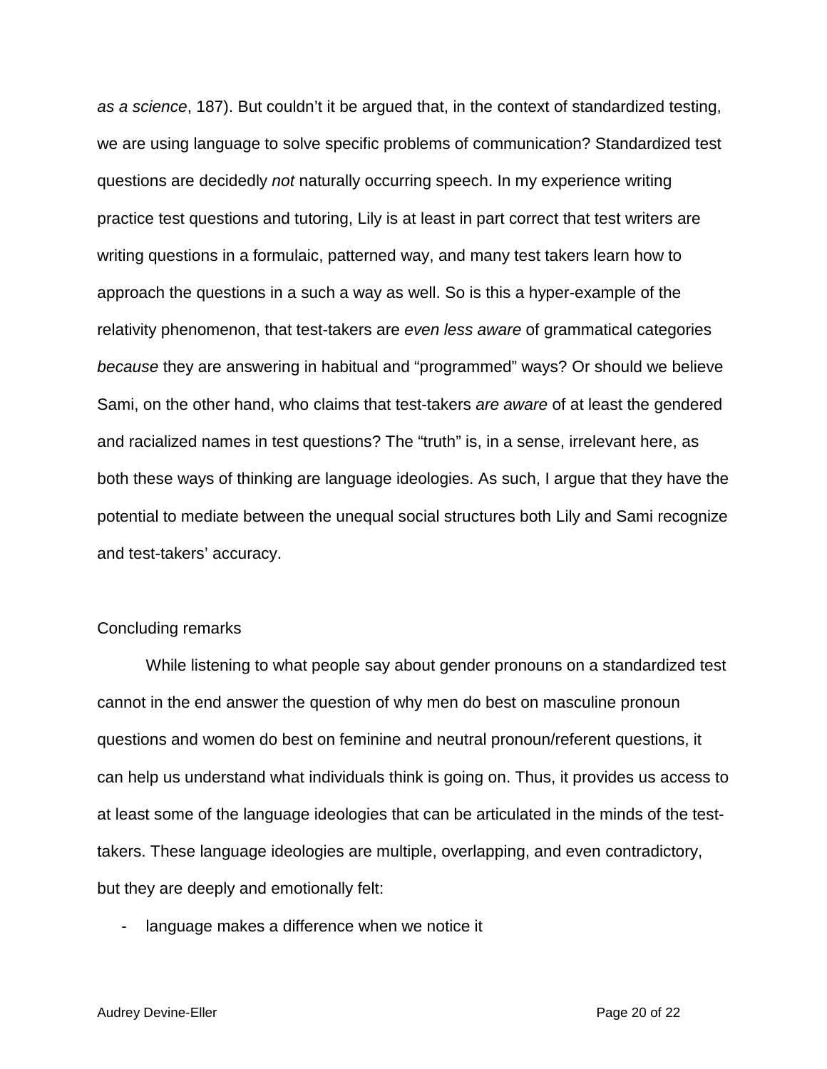*as a science*, 187). But couldn't it be argued that, in the context of standardized testing, we are using language to solve specific problems of communication? Standardized test questions are decidedly *not* naturally occurring speech. In my experience writing practice test questions and tutoring, Lily is at least in part correct that test writers are writing questions in a formulaic, patterned way, and many test takers learn how to approach the questions in a such a way as well. So is this a hyper-example of the relativity phenomenon, that test-takers are *even less aware* of grammatical categories *because* they are answering in habitual and "programmed" ways? Or should we believe Sami, on the other hand, who claims that test-takers *are aware* of at least the gendered and racialized names in test questions? The "truth" is, in a sense, irrelevant here, as both these ways of thinking are language ideologies. As such, I argue that they have the potential to mediate between the unequal social structures both Lily and Sami recognize and test-takers' accuracy.

## Concluding remarks

While listening to what people say about gender pronouns on a standardized test cannot in the end answer the question of why men do best on masculine pronoun questions and women do best on feminine and neutral pronoun/referent questions, it can help us understand what individuals think is going on. Thus, it provides us access to at least some of the language ideologies that can be articulated in the minds of the test-takers. These language ideologies are multiple, overlapping, and even contradictory, but they are deeply and emotionally felt:

- language makes a difference when we notice it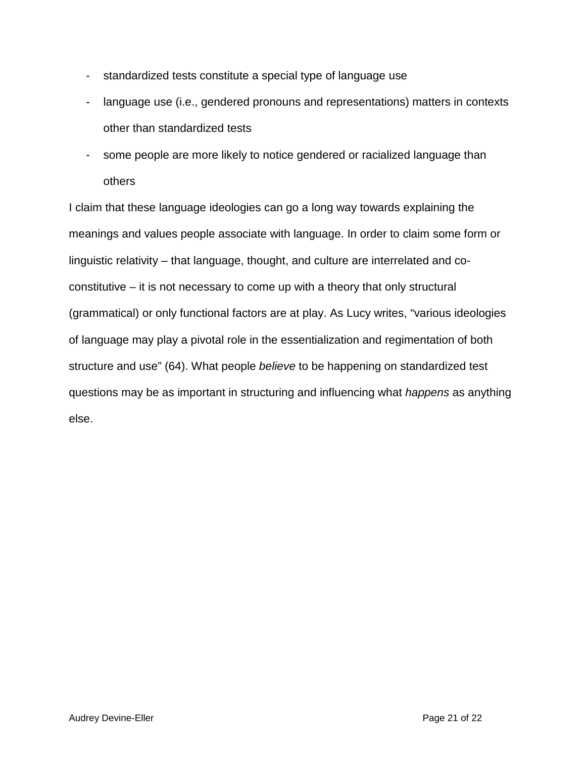- standardized tests constitute a special type of language use
- language use (i.e., gendered pronouns and representations) matters in contexts other than standardized tests
- some people are more likely to notice gendered or racialized language than others

I claim that these language ideologies can go a long way towards explaining the meanings and values people associate with language. In order to claim some form or linguistic relativity – that language, thought, and culture are interrelated and co-constitutive – it is not necessary to come up with a theory that only structural (grammatical) or only functional factors are at play. As Lucy writes, "various ideologies of language may play a pivotal role in the essentialization and regimentation of both structure and use" (64). What people *believe* to be happening on standardized test questions may be as important in structuring and influencing what *happens* as anything else.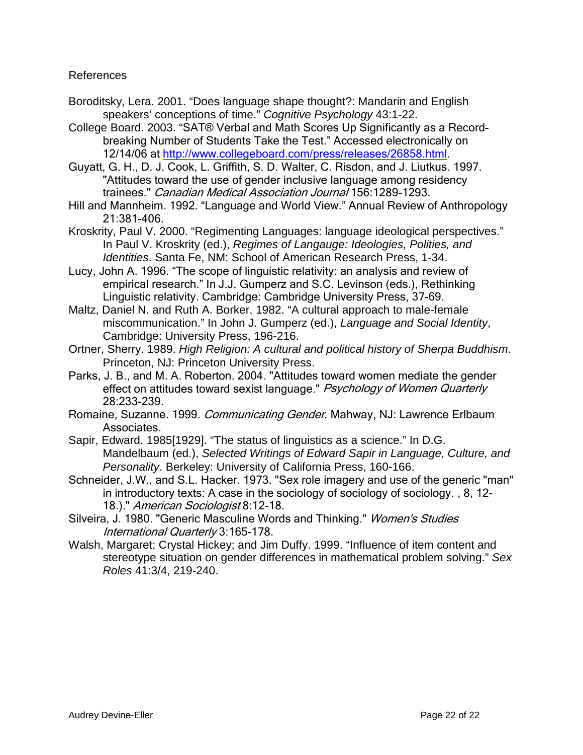References

Boroditsky, Lera. 2001. "Does language shape thought?: Mandarin and English speakers' conceptions of time." *Cognitive Psychology* 43:1-22.

College Board. 2003. "SAT® Verbal and Math Scores Up Significantly as a Record-breaking Number of Students Take the Test." Accessed electronically on 12/14/06 at http://www.collegeboard.com/press/releases/26858.html.

Guyatt, G. H., D. J. Cook, L. Griffith, S. D. Walter, C. Risdon, and J. Liutkus. 1997. "Attitudes toward the use of gender inclusive language among residency trainees." *Canadian Medical Association Journal* 156:1289-1293.

Hill and Mannheim. 1992. "Language and World View." Annual Review of Anthropology 21:381-406.

Kroskrity, Paul V. 2000. "Regimenting Languages: language ideological perspectives." In Paul V. Kroskrity (ed.), *Regimes of Langauge: Ideologies, Polities, and Identities*. Santa Fe, NM: School of American Research Press, 1-34.

Lucy, John A. 1996. "The scope of linguistic relativity: an analysis and review of empirical research." In J.J. Gumperz and S.C. Levinson (eds.), Rethinking Linguistic relativity. Cambridge: Cambridge University Press, 37-69.

Maltz, Daniel N. and Ruth A. Borker. 1982. "A cultural approach to male-female miscommunication." In John J. Gumperz (ed.), *Language and Social Identity*, Cambridge: University Press, 196-216.

Ortner, Sherry. 1989. *High Religion: A cultural and political history of Sherpa Buddhism*. Princeton, NJ: Princeton University Press.

Parks, J. B., and M. A. Roberton. 2004. "Attitudes toward women mediate the gender effect on attitudes toward sexist language." *Psychology of Women Quarterly* 28:233-239.

Romaine, Suzanne. 1999. *Communicating Gender*. Mahway, NJ: Lawrence Erlbaum Associates.

Sapir, Edward. 1985[1929]. "The status of linguistics as a science." In D.G. Mandelbaum (ed.), *Selected Writings of Edward Sapir in Language, Culture, and Personality*. Berkeley: University of California Press, 160-166.

Schneider, J.W., and S.L. Hacker. 1973. "Sex role imagery and use of the generic "man" in introductory texts: A case in the sociology of sociology of sociology. , 8, 12-18.)." *American Sociologist* 8:12-18.

Silveira, J. 1980. "Generic Masculine Words and Thinking." *Women's Studies International Quarterly* 3:165-178.

Walsh, Margaret; Crystal Hickey; and Jim Duffy. 1999. "Influence of item content and stereotype situation on gender differences in mathematical problem solving." *Sex Roles* 41:3/4, 219-240.